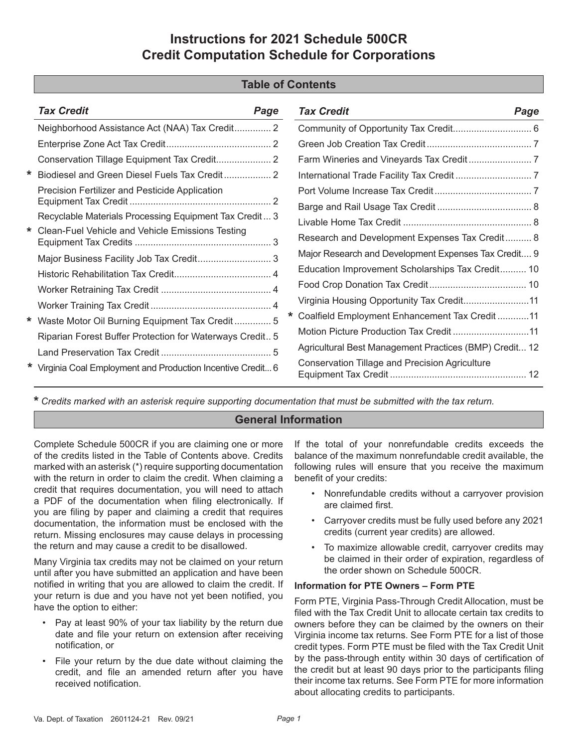# Instructions for 2021 Schedule 500CR
# Credit Computation Schedule for Corporations

## Table of Contents

| | Tax Credit | Page |
|---|---|---|
| | Neighborhood Assistance Act (NAA) Tax Credit | 2 |
| | Enterprise Zone Act Tax Credit | 2 |
| | Conservation Tillage Equipment Tax Credit | 2 |
| * | Biodiesel and Green Diesel Fuels Tax Credit | 2 |
| | Precision Fertilizer and Pesticide Application Equipment Tax Credit | 2 |
| | Recyclable Materials Processing Equipment Tax Credit | 3 |
| * | Clean-Fuel Vehicle and Vehicle Emissions Testing Equipment Tax Credits | 3 |
| | Major Business Facility Job Tax Credit | 3 |
| | Historic Rehabilitation Tax Credit | 4 |
| | Worker Retraining Tax Credit | 4 |
| | Worker Training Tax Credit | 4 |
| * | Waste Motor Oil Burning Equipment Tax Credit | 5 |
| | Riparian Forest Buffer Protection for Waterways Credit | 5 |
| | Land Preservation Tax Credit | 5 |
| * | Virginia Coal Employment and Production Incentive Credit | 6 |
| | Community of Opportunity Tax Credit | 6 |
| | Green Job Creation Tax Credit | 7 |
| | Farm Wineries and Vineyards Tax Credit | 7 |
| | International Trade Facility Tax Credit | 7 |
| | Port Volume Increase Tax Credit | 7 |
| | Barge and Rail Usage Tax Credit | 8 |
| | Livable Home Tax Credit | 8 |
| | Research and Development Expenses Tax Credit | 8 |
| | Major Research and Development Expenses Tax Credit | 9 |
| | Education Improvement Scholarships Tax Credit | 10 |
| | Food Crop Donation Tax Credit | 10 |
| | Virginia Housing Opportunity Tax Credit | 11 |
| * | Coalfield Employment Enhancement Tax Credit | 11 |
| | Motion Picture Production Tax Credit | 11 |
| | Agricultural Best Management Practices (BMP) Credit | 12 |
| | Conservation Tillage and Precision Agriculture Equipment Tax Credit | 12 |

*** *Credits marked with an asterisk require supporting documentation that must be submitted with the tax return.*

## General Information

Complete Schedule 500CR if you are claiming one or more of the credits listed in the Table of Contents above. Credits marked with an asterisk (*) require supporting documentation with the return in order to claim the credit. When claiming a credit that requires documentation, you will need to attach a PDF of the documentation when filing electronically. If you are filing by paper and claiming a credit that requires documentation, the information must be enclosed with the return. Missing enclosures may cause delays in processing the return and may cause a credit to be disallowed.

Many Virginia tax credits may not be claimed on your return until after you have submitted an application and have been notified in writing that you are allowed to claim the credit. If your return is due and you have not yet been notified, you have the option to either:

- Pay at least 90% of your tax liability by the return due date and file your return on extension after receiving notification, or
- File your return by the due date without claiming the credit, and file an amended return after you have received notification.

If the total of your nonrefundable credits exceeds the balance of the maximum nonrefundable credit available, the following rules will ensure that you receive the maximum benefit of your credits:

- Nonrefundable credits without a carryover provision are claimed first.
- Carryover credits must be fully used before any 2021 credits (current year credits) are allowed.
- To maximize allowable credit, carryover credits may be claimed in their order of expiration, regardless of the order shown on Schedule 500CR.

**Information for PTE Owners – Form PTE**

Form PTE, Virginia Pass-Through Credit Allocation, must be filed with the Tax Credit Unit to allocate certain tax credits to owners before they can be claimed by the owners on their Virginia income tax returns. See Form PTE for a list of those credit types. Form PTE must be filed with the Tax Credit Unit by the pass-through entity within 30 days of certification of the credit but at least 90 days prior to the participants filing their income tax returns. See Form PTE for more information about allocating credits to participants.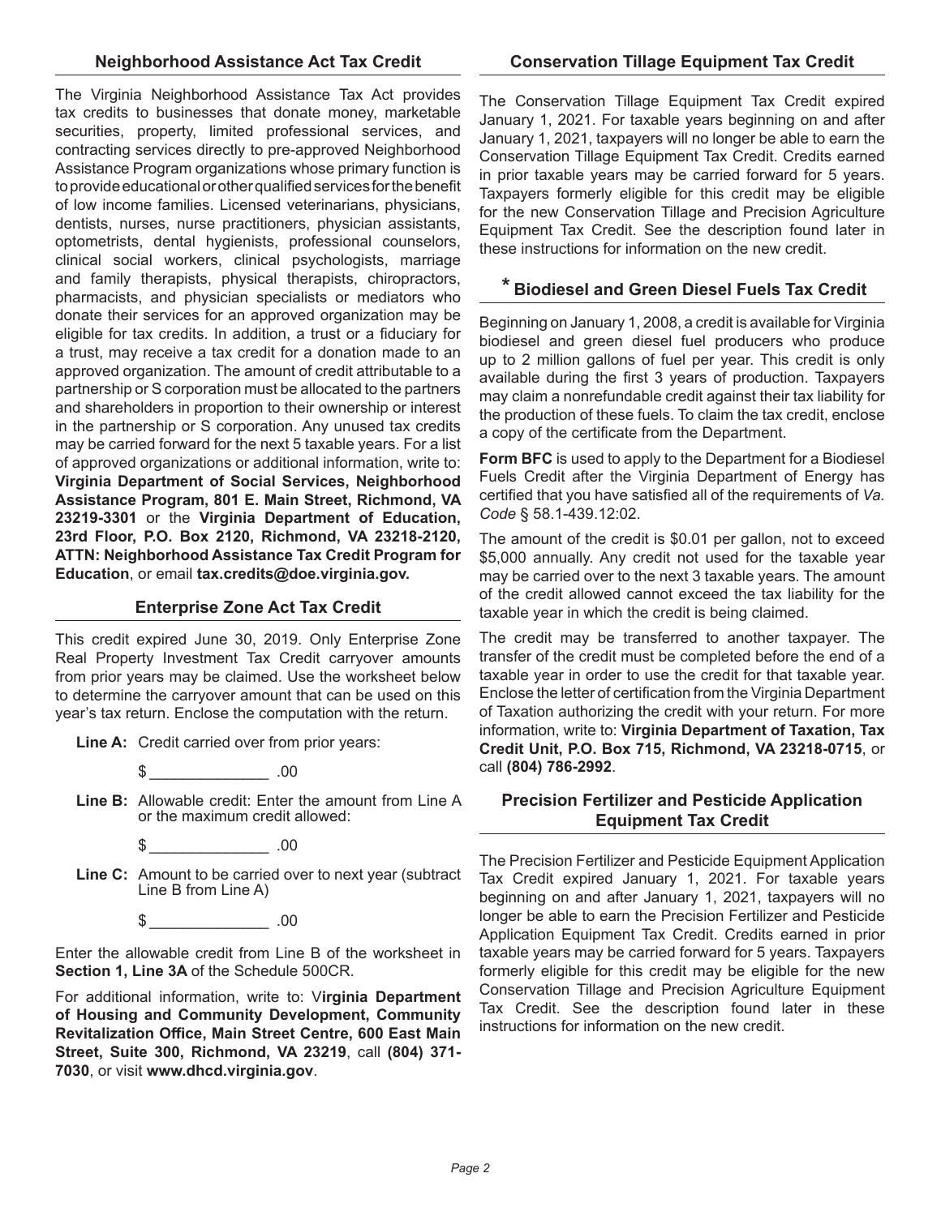## Neighborhood Assistance Act Tax Credit

The Virginia Neighborhood Assistance Tax Act provides tax credits to businesses that donate money, marketable securities, property, limited professional services, and contracting services directly to pre-approved Neighborhood Assistance Program organizations whose primary function is to provide educational or other qualified services for the benefit of low income families. Licensed veterinarians, physicians, dentists, nurses, nurse practitioners, physician assistants, optometrists, dental hygienists, professional counselors, clinical social workers, clinical psychologists, marriage and family therapists, physical therapists, chiropractors, pharmacists, and physician specialists or mediators who donate their services for an approved organization may be eligible for tax credits. In addition, a trust or a fiduciary for a trust, may receive a tax credit for a donation made to an approved organization. The amount of credit attributable to a partnership or S corporation must be allocated to the partners and shareholders in proportion to their ownership or interest in the partnership or S corporation. Any unused tax credits may be carried forward for the next 5 taxable years. For a list of approved organizations or additional information, write to: **Virginia Department of Social Services, Neighborhood Assistance Program, 801 E. Main Street, Richmond, VA 23219-3301** or the **Virginia Department of Education, 23rd Floor, P.O. Box 2120, Richmond, VA 23218-2120, ATTN: Neighborhood Assistance Tax Credit Program for Education**, or email **tax.credits@doe.virginia.gov.**

## Enterprise Zone Act Tax Credit

This credit expired June 30, 2019. Only Enterprise Zone Real Property Investment Tax Credit carryover amounts from prior years may be claimed. Use the worksheet below to determine the carryover amount that can be used on this year's tax return. Enclose the computation with the return.

**Line A:** Credit carried over from prior years:

$ ______________ .00

**Line B:** Allowable credit: Enter the amount from Line A or the maximum credit allowed:

$ ______________ .00

**Line C:** Amount to be carried over to next year (subtract Line B from Line A)

$ ______________ .00

Enter the allowable credit from Line B of the worksheet in **Section 1, Line 3A** of the Schedule 500CR.

For additional information, write to: **Virginia Department of Housing and Community Development, Community Revitalization Office, Main Street Centre, 600 East Main Street, Suite 300, Richmond, VA 23219**, call **(804) 371-7030**, or visit **www.dhcd.virginia.gov**.

## Conservation Tillage Equipment Tax Credit

The Conservation Tillage Equipment Tax Credit expired January 1, 2021. For taxable years beginning on and after January 1, 2021, taxpayers will no longer be able to earn the Conservation Tillage Equipment Tax Credit. Credits earned in prior taxable years may be carried forward for 5 years. Taxpayers formerly eligible for this credit may be eligible for the new Conservation Tillage and Precision Agriculture Equipment Tax Credit. See the description found later in these instructions for information on the new credit.

## * Biodiesel and Green Diesel Fuels Tax Credit

Beginning on January 1, 2008, a credit is available for Virginia biodiesel and green diesel fuel producers who produce up to 2 million gallons of fuel per year. This credit is only available during the first 3 years of production. Taxpayers may claim a nonrefundable credit against their tax liability for the production of these fuels. To claim the tax credit, enclose a copy of the certificate from the Department.

**Form BFC** is used to apply to the Department for a Biodiesel Fuels Credit after the Virginia Department of Energy has certified that you have satisfied all of the requirements of *Va. Code* § 58.1-439.12:02.

The amount of the credit is $0.01 per gallon, not to exceed $5,000 annually. Any credit not used for the taxable year may be carried over to the next 3 taxable years. The amount of the credit allowed cannot exceed the tax liability for the taxable year in which the credit is being claimed.

The credit may be transferred to another taxpayer. The transfer of the credit must be completed before the end of a taxable year in order to use the credit for that taxable year. Enclose the letter of certification from the Virginia Department of Taxation authorizing the credit with your return. For more information, write to: **Virginia Department of Taxation, Tax Credit Unit, P.O. Box 715, Richmond, VA 23218-0715**, or call **(804) 786-2992**.

## Precision Fertilizer and Pesticide Application Equipment Tax Credit

The Precision Fertilizer and Pesticide Equipment Application Tax Credit expired January 1, 2021. For taxable years beginning on and after January 1, 2021, taxpayers will no longer be able to earn the Precision Fertilizer and Pesticide Application Equipment Tax Credit. Credits earned in prior taxable years may be carried forward for 5 years. Taxpayers formerly eligible for this credit may be eligible for the new Conservation Tillage and Precision Agriculture Equipment Tax Credit. See the description found later in these instructions for information on the new credit.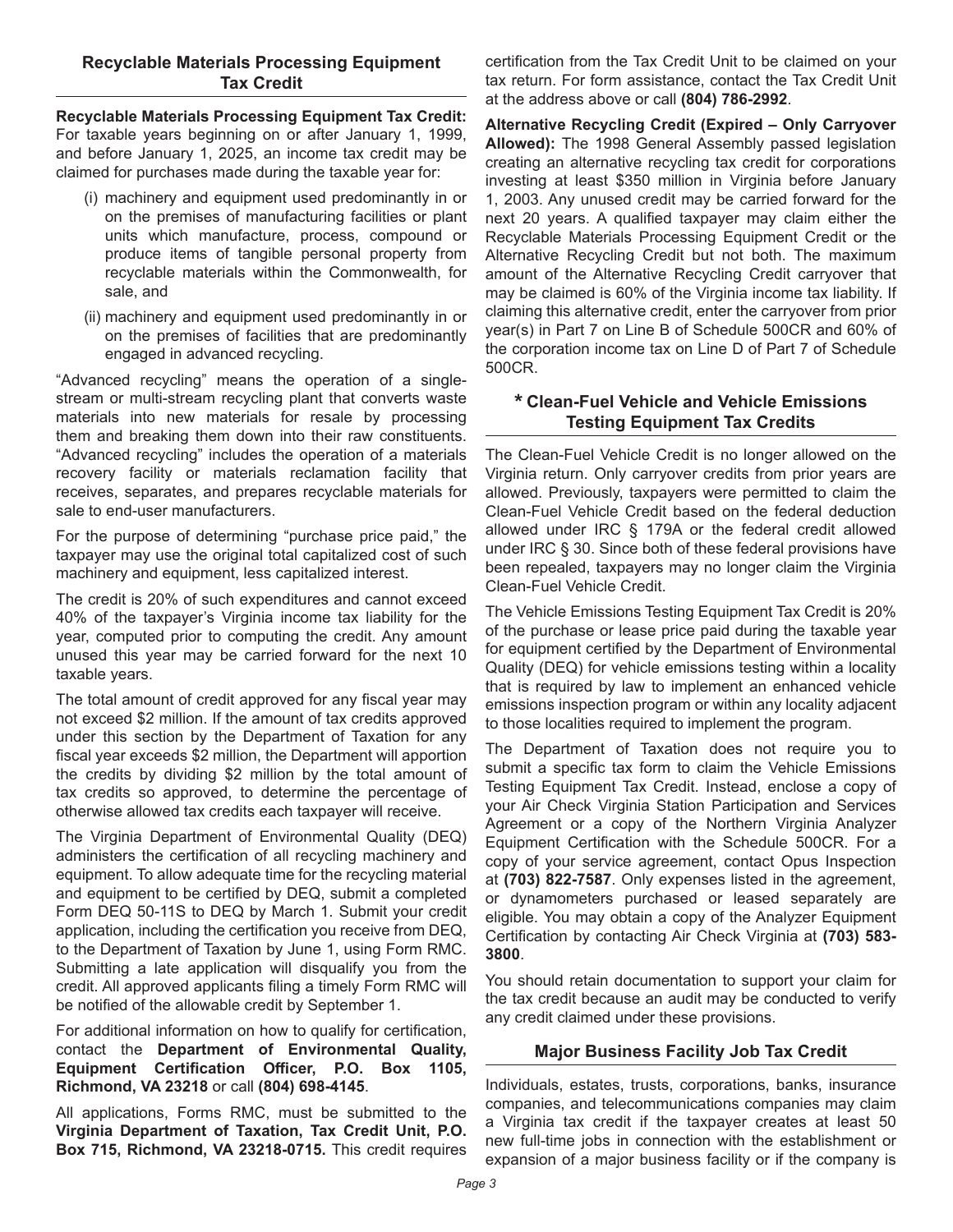## Recyclable Materials Processing Equipment Tax Credit

**Recyclable Materials Processing Equipment Tax Credit:** For taxable years beginning on or after January 1, 1999, and before January 1, 2025, an income tax credit may be claimed for purchases made during the taxable year for:

(i) machinery and equipment used predominantly in or on the premises of manufacturing facilities or plant units which manufacture, process, compound or produce items of tangible personal property from recyclable materials within the Commonwealth, for sale, and

(ii) machinery and equipment used predominantly in or on the premises of facilities that are predominantly engaged in advanced recycling.

"Advanced recycling" means the operation of a single-stream or multi-stream recycling plant that converts waste materials into new materials for resale by processing them and breaking them down into their raw constituents. "Advanced recycling" includes the operation of a materials recovery facility or materials reclamation facility that receives, separates, and prepares recyclable materials for sale to end-user manufacturers.

For the purpose of determining "purchase price paid," the taxpayer may use the original total capitalized cost of such machinery and equipment, less capitalized interest.

The credit is 20% of such expenditures and cannot exceed 40% of the taxpayer's Virginia income tax liability for the year, computed prior to computing the credit. Any amount unused this year may be carried forward for the next 10 taxable years.

The total amount of credit approved for any fiscal year may not exceed $2 million. If the amount of tax credits approved under this section by the Department of Taxation for any fiscal year exceeds $2 million, the Department will apportion the credits by dividing $2 million by the total amount of tax credits so approved, to determine the percentage of otherwise allowed tax credits each taxpayer will receive.

The Virginia Department of Environmental Quality (DEQ) administers the certification of all recycling machinery and equipment. To allow adequate time for the recycling material and equipment to be certified by DEQ, submit a completed Form DEQ 50-11S to DEQ by March 1. Submit your credit application, including the certification you receive from DEQ, to the Department of Taxation by June 1, using Form RMC. Submitting a late application will disqualify you from the credit. All approved applicants filing a timely Form RMC will be notified of the allowable credit by September 1.

For additional information on how to qualify for certification, contact the **Department of Environmental Quality, Equipment Certification Officer, P.O. Box 1105, Richmond, VA 23218** or call **(804) 698-4145**.

All applications, Forms RMC, must be submitted to the **Virginia Department of Taxation, Tax Credit Unit, P.O. Box 715, Richmond, VA 23218-0715.** This credit requires certification from the Tax Credit Unit to be claimed on your tax return. For form assistance, contact the Tax Credit Unit at the address above or call **(804) 786-2992**.

**Alternative Recycling Credit (Expired – Only Carryover Allowed):** The 1998 General Assembly passed legislation creating an alternative recycling tax credit for corporations investing at least $350 million in Virginia before January 1, 2003. Any unused credit may be carried forward for the next 20 years. A qualified taxpayer may claim either the Recyclable Materials Processing Equipment Credit or the Alternative Recycling Credit but not both. The maximum amount of the Alternative Recycling Credit carryover that may be claimed is 60% of the Virginia income tax liability. If claiming this alternative credit, enter the carryover from prior year(s) in Part 7 on Line B of Schedule 500CR and 60% of the corporation income tax on Line D of Part 7 of Schedule 500CR.

## * Clean-Fuel Vehicle and Vehicle Emissions Testing Equipment Tax Credits

The Clean-Fuel Vehicle Credit is no longer allowed on the Virginia return. Only carryover credits from prior years are allowed. Previously, taxpayers were permitted to claim the Clean-Fuel Vehicle Credit based on the federal deduction allowed under IRC § 179A or the federal credit allowed under IRC § 30. Since both of these federal provisions have been repealed, taxpayers may no longer claim the Virginia Clean-Fuel Vehicle Credit.

The Vehicle Emissions Testing Equipment Tax Credit is 20% of the purchase or lease price paid during the taxable year for equipment certified by the Department of Environmental Quality (DEQ) for vehicle emissions testing within a locality that is required by law to implement an enhanced vehicle emissions inspection program or within any locality adjacent to those localities required to implement the program.

The Department of Taxation does not require you to submit a specific tax form to claim the Vehicle Emissions Testing Equipment Tax Credit. Instead, enclose a copy of your Air Check Virginia Station Participation and Services Agreement or a copy of the Northern Virginia Analyzer Equipment Certification with the Schedule 500CR. For a copy of your service agreement, contact Opus Inspection at **(703) 822-7587**. Only expenses listed in the agreement, or dynamometers purchased or leased separately are eligible. You may obtain a copy of the Analyzer Equipment Certification by contacting Air Check Virginia at **(703) 583-3800**.

You should retain documentation to support your claim for the tax credit because an audit may be conducted to verify any credit claimed under these provisions.

## Major Business Facility Job Tax Credit

Individuals, estates, trusts, corporations, banks, insurance companies, and telecommunications companies may claim a Virginia tax credit if the taxpayer creates at least 50 new full-time jobs in connection with the establishment or expansion of a major business facility or if the company is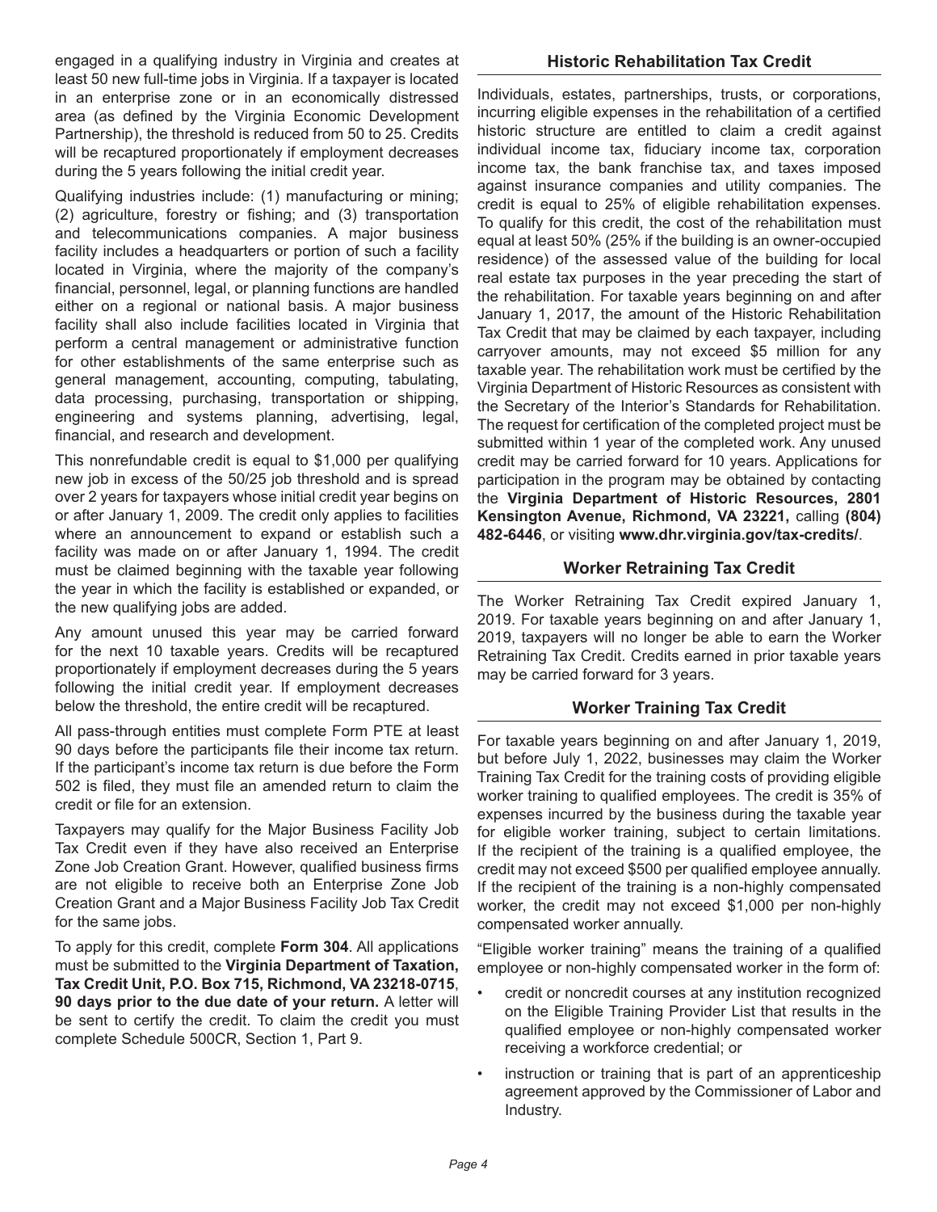engaged in a qualifying industry in Virginia and creates at least 50 new full-time jobs in Virginia. If a taxpayer is located in an enterprise zone or in an economically distressed area (as defined by the Virginia Economic Development Partnership), the threshold is reduced from 50 to 25. Credits will be recaptured proportionately if employment decreases during the 5 years following the initial credit year.

Qualifying industries include: (1) manufacturing or mining; (2) agriculture, forestry or fishing; and (3) transportation and telecommunications companies. A major business facility includes a headquarters or portion of such a facility located in Virginia, where the majority of the company's financial, personnel, legal, or planning functions are handled either on a regional or national basis. A major business facility shall also include facilities located in Virginia that perform a central management or administrative function for other establishments of the same enterprise such as general management, accounting, computing, tabulating, data processing, purchasing, transportation or shipping, engineering and systems planning, advertising, legal, financial, and research and development.

This nonrefundable credit is equal to $1,000 per qualifying new job in excess of the 50/25 job threshold and is spread over 2 years for taxpayers whose initial credit year begins on or after January 1, 2009. The credit only applies to facilities where an announcement to expand or establish such a facility was made on or after January 1, 1994. The credit must be claimed beginning with the taxable year following the year in which the facility is established or expanded, or the new qualifying jobs are added.

Any amount unused this year may be carried forward for the next 10 taxable years. Credits will be recaptured proportionately if employment decreases during the 5 years following the initial credit year. If employment decreases below the threshold, the entire credit will be recaptured.

All pass-through entities must complete Form PTE at least 90 days before the participants file their income tax return. If the participant's income tax return is due before the Form 502 is filed, they must file an amended return to claim the credit or file for an extension.

Taxpayers may qualify for the Major Business Facility Job Tax Credit even if they have also received an Enterprise Zone Job Creation Grant. However, qualified business firms are not eligible to receive both an Enterprise Zone Job Creation Grant and a Major Business Facility Job Tax Credit for the same jobs.

To apply for this credit, complete **Form 304**. All applications must be submitted to the **Virginia Department of Taxation, Tax Credit Unit, P.O. Box 715, Richmond, VA 23218-0715**, **90 days prior to the due date of your return.** A letter will be sent to certify the credit. To claim the credit you must complete Schedule 500CR, Section 1, Part 9.

## Historic Rehabilitation Tax Credit

Individuals, estates, partnerships, trusts, or corporations, incurring eligible expenses in the rehabilitation of a certified historic structure are entitled to claim a credit against individual income tax, fiduciary income tax, corporation income tax, the bank franchise tax, and taxes imposed against insurance companies and utility companies. The credit is equal to 25% of eligible rehabilitation expenses. To qualify for this credit, the cost of the rehabilitation must equal at least 50% (25% if the building is an owner-occupied residence) of the assessed value of the building for local real estate tax purposes in the year preceding the start of the rehabilitation. For taxable years beginning on and after January 1, 2017, the amount of the Historic Rehabilitation Tax Credit that may be claimed by each taxpayer, including carryover amounts, may not exceed $5 million for any taxable year. The rehabilitation work must be certified by the Virginia Department of Historic Resources as consistent with the Secretary of the Interior's Standards for Rehabilitation. The request for certification of the completed project must be submitted within 1 year of the completed work. Any unused credit may be carried forward for 10 years. Applications for participation in the program may be obtained by contacting the **Virginia Department of Historic Resources, 2801 Kensington Avenue, Richmond, VA 23221,** calling **(804) 482-6446**, or visiting **www.dhr.virginia.gov/tax-credits/**.

## Worker Retraining Tax Credit

The Worker Retraining Tax Credit expired January 1, 2019. For taxable years beginning on and after January 1, 2019, taxpayers will no longer be able to earn the Worker Retraining Tax Credit. Credits earned in prior taxable years may be carried forward for 3 years.

## Worker Training Tax Credit

For taxable years beginning on and after January 1, 2019, but before July 1, 2022, businesses may claim the Worker Training Tax Credit for the training costs of providing eligible worker training to qualified employees. The credit is 35% of expenses incurred by the business during the taxable year for eligible worker training, subject to certain limitations. If the recipient of the training is a qualified employee, the credit may not exceed $500 per qualified employee annually. If the recipient of the training is a non-highly compensated worker, the credit may not exceed $1,000 per non-highly compensated worker annually.

"Eligible worker training" means the training of a qualified employee or non-highly compensated worker in the form of:

- credit or noncredit courses at any institution recognized on the Eligible Training Provider List that results in the qualified employee or non-highly compensated worker receiving a workforce credential; or
- instruction or training that is part of an apprenticeship agreement approved by the Commissioner of Labor and Industry.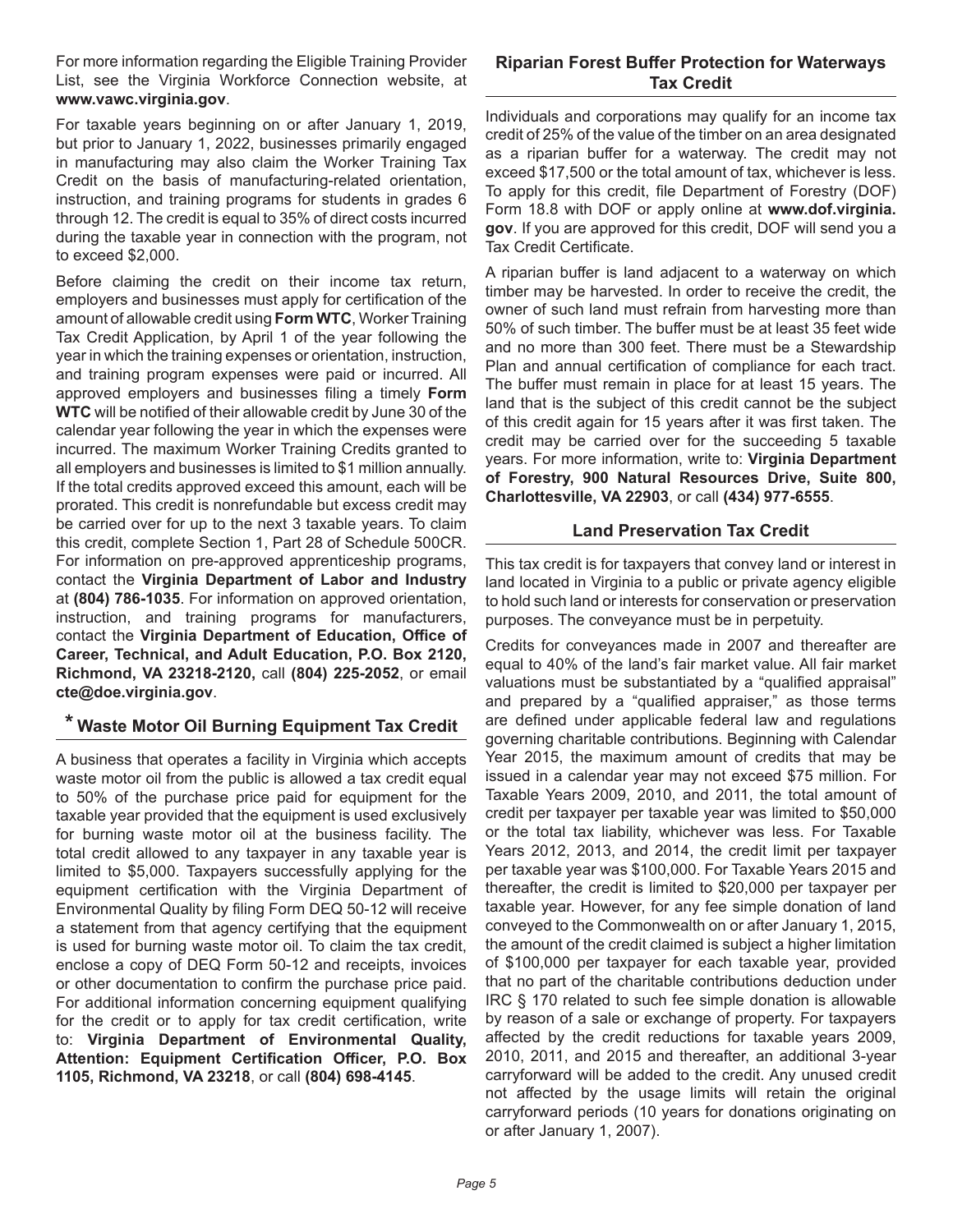For more information regarding the Eligible Training Provider List, see the Virginia Workforce Connection website, at **www.vawc.virginia.gov**.

For taxable years beginning on or after January 1, 2019, but prior to January 1, 2022, businesses primarily engaged in manufacturing may also claim the Worker Training Tax Credit on the basis of manufacturing-related orientation, instruction, and training programs for students in grades 6 through 12. The credit is equal to 35% of direct costs incurred during the taxable year in connection with the program, not to exceed $2,000.

Before claiming the credit on their income tax return, employers and businesses must apply for certification of the amount of allowable credit using **Form WTC**, Worker Training Tax Credit Application, by April 1 of the year following the year in which the training expenses or orientation, instruction, and training program expenses were paid or incurred. All approved employers and businesses filing a timely **Form WTC** will be notified of their allowable credit by June 30 of the calendar year following the year in which the expenses were incurred. The maximum Worker Training Credits granted to all employers and businesses is limited to $1 million annually. If the total credits approved exceed this amount, each will be prorated. This credit is nonrefundable but excess credit may be carried over for up to the next 3 taxable years. To claim this credit, complete Section 1, Part 28 of Schedule 500CR. For information on pre-approved apprenticeship programs, contact the **Virginia Department of Labor and Industry** at **(804) 786-1035**. For information on approved orientation, instruction, and training programs for manufacturers, contact the **Virginia Department of Education, Office of Career, Technical, and Adult Education, P.O. Box 2120, Richmond, VA 23218-2120,** call **(804) 225-2052**, or email **cte@doe.virginia.gov**.

## * Waste Motor Oil Burning Equipment Tax Credit

A business that operates a facility in Virginia which accepts waste motor oil from the public is allowed a tax credit equal to 50% of the purchase price paid for equipment for the taxable year provided that the equipment is used exclusively for burning waste motor oil at the business facility. The total credit allowed to any taxpayer in any taxable year is limited to $5,000. Taxpayers successfully applying for the equipment certification with the Virginia Department of Environmental Quality by filing Form DEQ 50-12 will receive a statement from that agency certifying that the equipment is used for burning waste motor oil. To claim the tax credit, enclose a copy of DEQ Form 50-12 and receipts, invoices or other documentation to confirm the purchase price paid. For additional information concerning equipment qualifying for the credit or to apply for tax credit certification, write to: **Virginia Department of Environmental Quality, Attention: Equipment Certification Officer, P.O. Box 1105, Richmond, VA 23218**, or call **(804) 698-4145**.

## Riparian Forest Buffer Protection for Waterways Tax Credit

Individuals and corporations may qualify for an income tax credit of 25% of the value of the timber on an area designated as a riparian buffer for a waterway. The credit may not exceed $17,500 or the total amount of tax, whichever is less. To apply for this credit, file Department of Forestry (DOF) Form 18.8 with DOF or apply online at **www.dof.virginia.gov**. If you are approved for this credit, DOF will send you a Tax Credit Certificate.

A riparian buffer is land adjacent to a waterway on which timber may be harvested. In order to receive the credit, the owner of such land must refrain from harvesting more than 50% of such timber. The buffer must be at least 35 feet wide and no more than 300 feet. There must be a Stewardship Plan and annual certification of compliance for each tract. The buffer must remain in place for at least 15 years. The land that is the subject of this credit cannot be the subject of this credit again for 15 years after it was first taken. The credit may be carried over for the succeeding 5 taxable years. For more information, write to: **Virginia Department of Forestry, 900 Natural Resources Drive, Suite 800, Charlottesville, VA 22903**, or call **(434) 977-6555**.

## Land Preservation Tax Credit

This tax credit is for taxpayers that convey land or interest in land located in Virginia to a public or private agency eligible to hold such land or interests for conservation or preservation purposes. The conveyance must be in perpetuity.

Credits for conveyances made in 2007 and thereafter are equal to 40% of the land's fair market value. All fair market valuations must be substantiated by a "qualified appraisal" and prepared by a "qualified appraiser," as those terms are defined under applicable federal law and regulations governing charitable contributions. Beginning with Calendar Year 2015, the maximum amount of credits that may be issued in a calendar year may not exceed $75 million. For Taxable Years 2009, 2010, and 2011, the total amount of credit per taxpayer per taxable year was limited to $50,000 or the total tax liability, whichever was less. For Taxable Years 2012, 2013, and 2014, the credit limit per taxpayer per taxable year was $100,000. For Taxable Years 2015 and thereafter, the credit is limited to $20,000 per taxpayer per taxable year. However, for any fee simple donation of land conveyed to the Commonwealth on or after January 1, 2015, the amount of the credit claimed is subject a higher limitation of $100,000 per taxpayer for each taxable year, provided that no part of the charitable contributions deduction under IRC § 170 related to such fee simple donation is allowable by reason of a sale or exchange of property. For taxpayers affected by the credit reductions for taxable years 2009, 2010, 2011, and 2015 and thereafter, an additional 3-year carryforward will be added to the credit. Any unused credit not affected by the usage limits will retain the original carryforward periods (10 years for donations originating on or after January 1, 2007).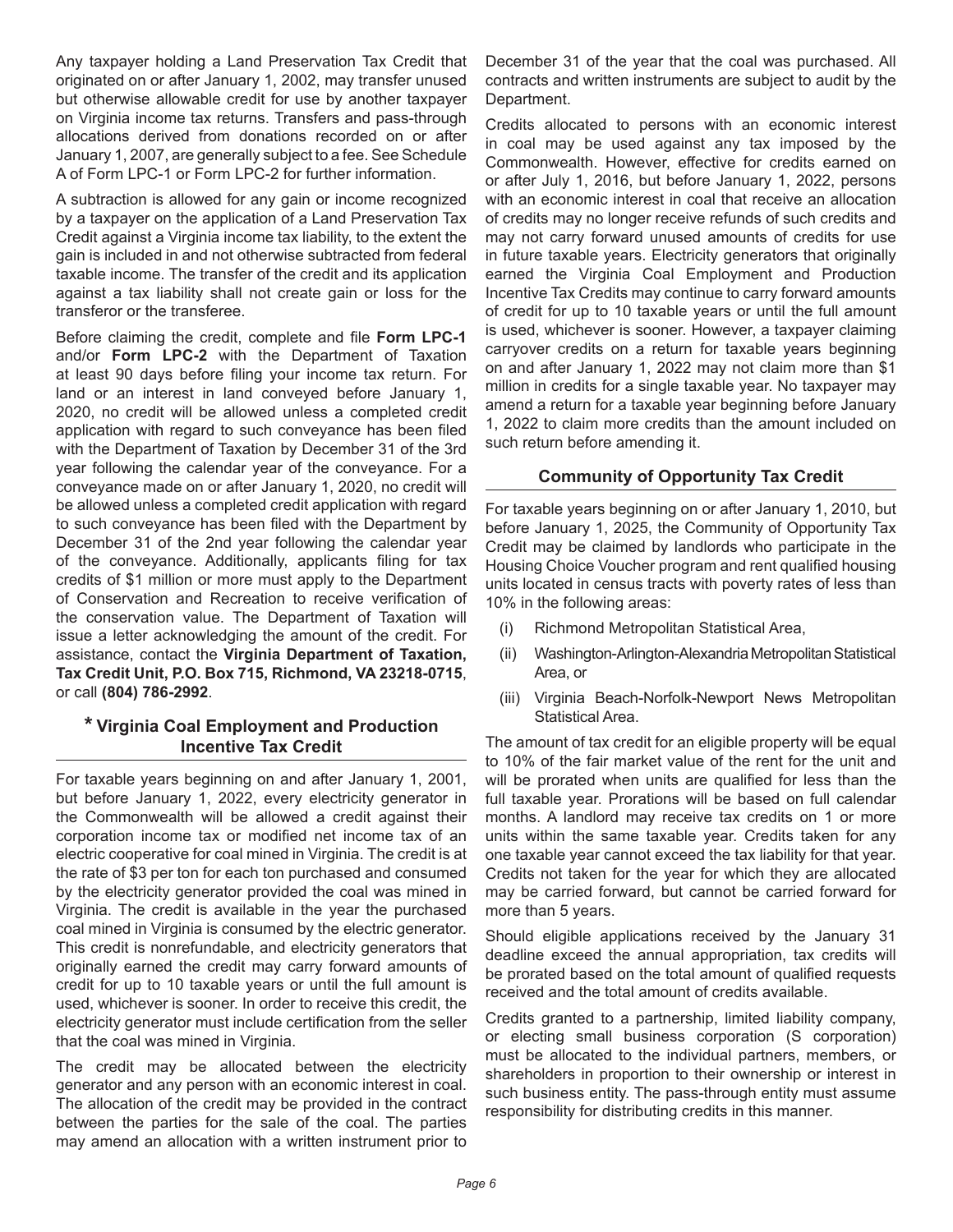Any taxpayer holding a Land Preservation Tax Credit that originated on or after January 1, 2002, may transfer unused but otherwise allowable credit for use by another taxpayer on Virginia income tax returns. Transfers and pass-through allocations derived from donations recorded on or after January 1, 2007, are generally subject to a fee. See Schedule A of Form LPC-1 or Form LPC-2 for further information.

A subtraction is allowed for any gain or income recognized by a taxpayer on the application of a Land Preservation Tax Credit against a Virginia income tax liability, to the extent the gain is included in and not otherwise subtracted from federal taxable income. The transfer of the credit and its application against a tax liability shall not create gain or loss for the transferor or the transferee.

Before claiming the credit, complete and file **Form LPC-1** and/or **Form LPC-2** with the Department of Taxation at least 90 days before filing your income tax return. For land or an interest in land conveyed before January 1, 2020, no credit will be allowed unless a completed credit application with regard to such conveyance has been filed with the Department of Taxation by December 31 of the 3rd year following the calendar year of the conveyance. For a conveyance made on or after January 1, 2020, no credit will be allowed unless a completed credit application with regard to such conveyance has been filed with the Department by December 31 of the 2nd year following the calendar year of the conveyance. Additionally, applicants filing for tax credits of $1 million or more must apply to the Department of Conservation and Recreation to receive verification of the conservation value. The Department of Taxation will issue a letter acknowledging the amount of the credit. For assistance, contact the **Virginia Department of Taxation, Tax Credit Unit, P.O. Box 715, Richmond, VA 23218-0715**, or call **(804) 786-2992**.

## * Virginia Coal Employment and Production Incentive Tax Credit

For taxable years beginning on and after January 1, 2001, but before January 1, 2022, every electricity generator in the Commonwealth will be allowed a credit against their corporation income tax or modified net income tax of an electric cooperative for coal mined in Virginia. The credit is at the rate of $3 per ton for each ton purchased and consumed by the electricity generator provided the coal was mined in Virginia. The credit is available in the year the purchased coal mined in Virginia is consumed by the electric generator. This credit is nonrefundable, and electricity generators that originally earned the credit may carry forward amounts of credit for up to 10 taxable years or until the full amount is used, whichever is sooner. In order to receive this credit, the electricity generator must include certification from the seller that the coal was mined in Virginia.

The credit may be allocated between the electricity generator and any person with an economic interest in coal. The allocation of the credit may be provided in the contract between the parties for the sale of the coal. The parties may amend an allocation with a written instrument prior to December 31 of the year that the coal was purchased. All contracts and written instruments are subject to audit by the Department.

Credits allocated to persons with an economic interest in coal may be used against any tax imposed by the Commonwealth. However, effective for credits earned on or after July 1, 2016, but before January 1, 2022, persons with an economic interest in coal that receive an allocation of credits may no longer receive refunds of such credits and may not carry forward unused amounts of credits for use in future taxable years. Electricity generators that originally earned the Virginia Coal Employment and Production Incentive Tax Credits may continue to carry forward amounts of credit for up to 10 taxable years or until the full amount is used, whichever is sooner. However, a taxpayer claiming carryover credits on a return for taxable years beginning on and after January 1, 2022 may not claim more than $1 million in credits for a single taxable year. No taxpayer may amend a return for a taxable year beginning before January 1, 2022 to claim more credits than the amount included on such return before amending it.

## Community of Opportunity Tax Credit

For taxable years beginning on or after January 1, 2010, but before January 1, 2025, the Community of Opportunity Tax Credit may be claimed by landlords who participate in the Housing Choice Voucher program and rent qualified housing units located in census tracts with poverty rates of less than 10% in the following areas:

(i) Richmond Metropolitan Statistical Area,

(ii) Washington-Arlington-Alexandria Metropolitan Statistical Area, or

(iii) Virginia Beach-Norfolk-Newport News Metropolitan Statistical Area.

The amount of tax credit for an eligible property will be equal to 10% of the fair market value of the rent for the unit and will be prorated when units are qualified for less than the full taxable year. Prorations will be based on full calendar months. A landlord may receive tax credits on 1 or more units within the same taxable year. Credits taken for any one taxable year cannot exceed the tax liability for that year. Credits not taken for the year for which they are allocated may be carried forward, but cannot be carried forward for more than 5 years.

Should eligible applications received by the January 31 deadline exceed the annual appropriation, tax credits will be prorated based on the total amount of qualified requests received and the total amount of credits available.

Credits granted to a partnership, limited liability company, or electing small business corporation (S corporation) must be allocated to the individual partners, members, or shareholders in proportion to their ownership or interest in such business entity. The pass-through entity must assume responsibility for distributing credits in this manner.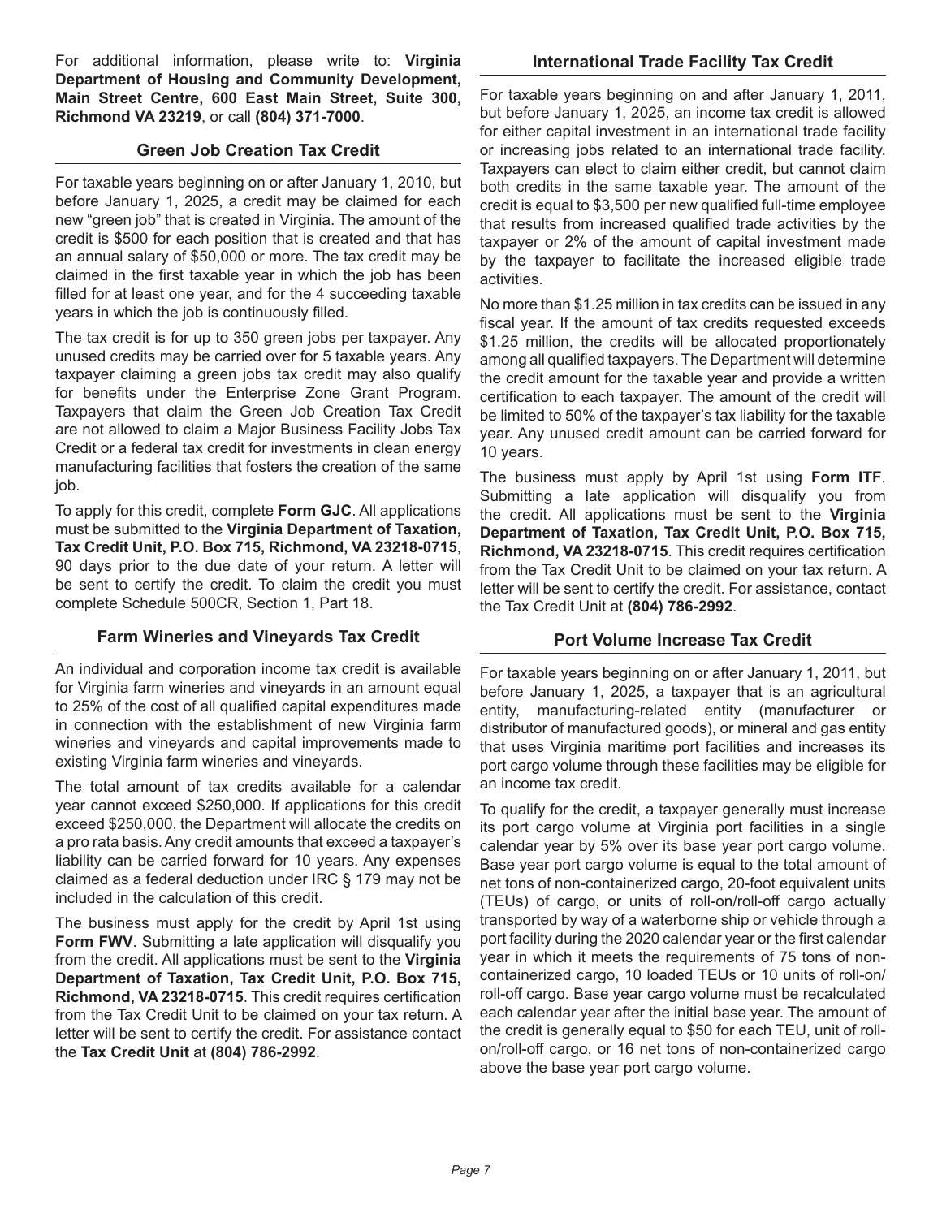For additional information, please write to: **Virginia Department of Housing and Community Development, Main Street Centre, 600 East Main Street, Suite 300, Richmond VA 23219**, or call **(804) 371-7000**.

## Green Job Creation Tax Credit

For taxable years beginning on or after January 1, 2010, but before January 1, 2025, a credit may be claimed for each new "green job" that is created in Virginia. The amount of the credit is $500 for each position that is created and that has an annual salary of $50,000 or more. The tax credit may be claimed in the first taxable year in which the job has been filled for at least one year, and for the 4 succeeding taxable years in which the job is continuously filled.

The tax credit is for up to 350 green jobs per taxpayer. Any unused credits may be carried over for 5 taxable years. Any taxpayer claiming a green jobs tax credit may also qualify for benefits under the Enterprise Zone Grant Program. Taxpayers that claim the Green Job Creation Tax Credit are not allowed to claim a Major Business Facility Jobs Tax Credit or a federal tax credit for investments in clean energy manufacturing facilities that fosters the creation of the same job.

To apply for this credit, complete **Form GJC**. All applications must be submitted to the **Virginia Department of Taxation, Tax Credit Unit, P.O. Box 715, Richmond, VA 23218-0715**, 90 days prior to the due date of your return. A letter will be sent to certify the credit. To claim the credit you must complete Schedule 500CR, Section 1, Part 18.

## Farm Wineries and Vineyards Tax Credit

An individual and corporation income tax credit is available for Virginia farm wineries and vineyards in an amount equal to 25% of the cost of all qualified capital expenditures made in connection with the establishment of new Virginia farm wineries and vineyards and capital improvements made to existing Virginia farm wineries and vineyards.

The total amount of tax credits available for a calendar year cannot exceed $250,000. If applications for this credit exceed $250,000, the Department will allocate the credits on a pro rata basis. Any credit amounts that exceed a taxpayer's liability can be carried forward for 10 years. Any expenses claimed as a federal deduction under IRC § 179 may not be included in the calculation of this credit.

The business must apply for the credit by April 1st using **Form FWV**. Submitting a late application will disqualify you from the credit. All applications must be sent to the **Virginia Department of Taxation, Tax Credit Unit, P.O. Box 715, Richmond, VA 23218-0715**. This credit requires certification from the Tax Credit Unit to be claimed on your tax return. A letter will be sent to certify the credit. For assistance contact the **Tax Credit Unit** at **(804) 786-2992**.

## International Trade Facility Tax Credit

For taxable years beginning on and after January 1, 2011, but before January 1, 2025, an income tax credit is allowed for either capital investment in an international trade facility or increasing jobs related to an international trade facility. Taxpayers can elect to claim either credit, but cannot claim both credits in the same taxable year. The amount of the credit is equal to $3,500 per new qualified full-time employee that results from increased qualified trade activities by the taxpayer or 2% of the amount of capital investment made by the taxpayer to facilitate the increased eligible trade activities.

No more than $1.25 million in tax credits can be issued in any fiscal year. If the amount of tax credits requested exceeds $1.25 million, the credits will be allocated proportionately among all qualified taxpayers. The Department will determine the credit amount for the taxable year and provide a written certification to each taxpayer. The amount of the credit will be limited to 50% of the taxpayer's tax liability for the taxable year. Any unused credit amount can be carried forward for 10 years.

The business must apply by April 1st using **Form ITF**. Submitting a late application will disqualify you from the credit. All applications must be sent to the **Virginia Department of Taxation, Tax Credit Unit, P.O. Box 715, Richmond, VA 23218-0715**. This credit requires certification from the Tax Credit Unit to be claimed on your tax return. A letter will be sent to certify the credit. For assistance, contact the Tax Credit Unit at **(804) 786-2992**.

## Port Volume Increase Tax Credit

For taxable years beginning on or after January 1, 2011, but before January 1, 2025, a taxpayer that is an agricultural entity, manufacturing-related entity (manufacturer or distributor of manufactured goods), or mineral and gas entity that uses Virginia maritime port facilities and increases its port cargo volume through these facilities may be eligible for an income tax credit.

To qualify for the credit, a taxpayer generally must increase its port cargo volume at Virginia port facilities in a single calendar year by 5% over its base year port cargo volume. Base year port cargo volume is equal to the total amount of net tons of non-containerized cargo, 20-foot equivalent units (TEUs) of cargo, or units of roll-on/roll-off cargo actually transported by way of a waterborne ship or vehicle through a port facility during the 2020 calendar year or the first calendar year in which it meets the requirements of 75 tons of non-containerized cargo, 10 loaded TEUs or 10 units of roll-on/roll-off cargo. Base year cargo volume must be recalculated each calendar year after the initial base year. The amount of the credit is generally equal to $50 for each TEU, unit of roll-on/roll-off cargo, or 16 net tons of non-containerized cargo above the base year port cargo volume.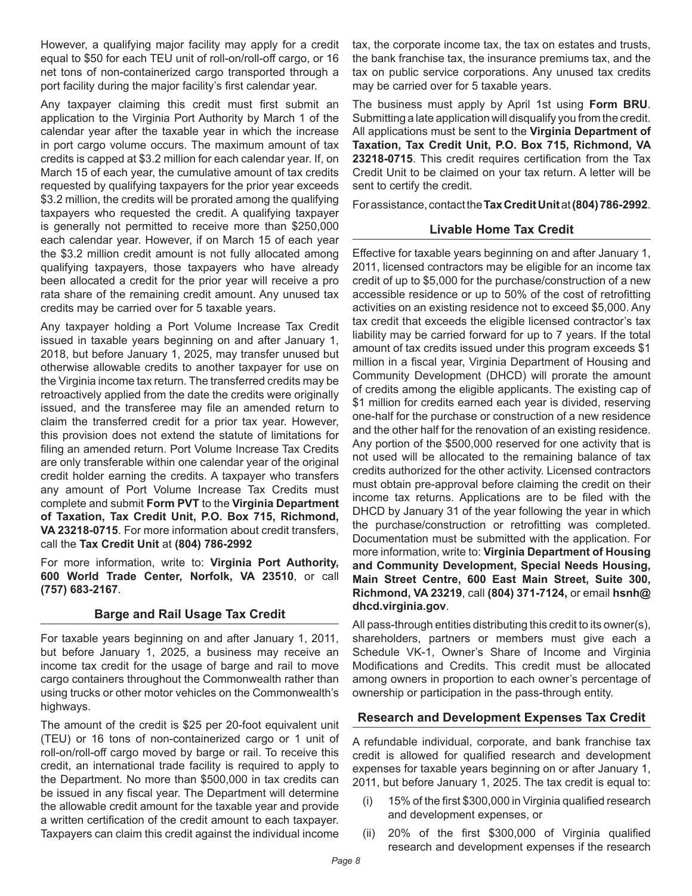However, a qualifying major facility may apply for a credit equal to $50 for each TEU unit of roll-on/roll-off cargo, or 16 net tons of non-containerized cargo transported through a port facility during the major facility's first calendar year.

Any taxpayer claiming this credit must first submit an application to the Virginia Port Authority by March 1 of the calendar year after the taxable year in which the increase in port cargo volume occurs. The maximum amount of tax credits is capped at $3.2 million for each calendar year. If, on March 15 of each year, the cumulative amount of tax credits requested by qualifying taxpayers for the prior year exceeds $3.2 million, the credits will be prorated among the qualifying taxpayers who requested the credit. A qualifying taxpayer is generally not permitted to receive more than $250,000 each calendar year. However, if on March 15 of each year the $3.2 million credit amount is not fully allocated among qualifying taxpayers, those taxpayers who have already been allocated a credit for the prior year will receive a pro rata share of the remaining credit amount. Any unused tax credits may be carried over for 5 taxable years.

Any taxpayer holding a Port Volume Increase Tax Credit issued in taxable years beginning on and after January 1, 2018, but before January 1, 2025, may transfer unused but otherwise allowable credits to another taxpayer for use on the Virginia income tax return. The transferred credits may be retroactively applied from the date the credits were originally issued, and the transferee may file an amended return to claim the transferred credit for a prior tax year. However, this provision does not extend the statute of limitations for filing an amended return. Port Volume Increase Tax Credits are only transferable within one calendar year of the original credit holder earning the credits. A taxpayer who transfers any amount of Port Volume Increase Tax Credits must complete and submit **Form PVT** to the **Virginia Department of Taxation, Tax Credit Unit, P.O. Box 715, Richmond, VA 23218-0715**. For more information about credit transfers, call the **Tax Credit Unit** at **(804) 786-2992**

For more information, write to: **Virginia Port Authority, 600 World Trade Center, Norfolk, VA 23510**, or call **(757) 683-2167**.

## Barge and Rail Usage Tax Credit

For taxable years beginning on and after January 1, 2011, but before January 1, 2025, a business may receive an income tax credit for the usage of barge and rail to move cargo containers throughout the Commonwealth rather than using trucks or other motor vehicles on the Commonwealth's highways.

The amount of the credit is $25 per 20-foot equivalent unit (TEU) or 16 tons of non-containerized cargo or 1 unit of roll-on/roll-off cargo moved by barge or rail. To receive this credit, an international trade facility is required to apply to the Department. No more than $500,000 in tax credits can be issued in any fiscal year. The Department will determine the allowable credit amount for the taxable year and provide a written certification of the credit amount to each taxpayer. Taxpayers can claim this credit against the individual income tax, the corporate income tax, the tax on estates and trusts, the bank franchise tax, the insurance premiums tax, and the tax on public service corporations. Any unused tax credits may be carried over for 5 taxable years.

The business must apply by April 1st using **Form BRU**. Submitting a late application will disqualify you from the credit. All applications must be sent to the **Virginia Department of Taxation, Tax Credit Unit, P.O. Box 715, Richmond, VA 23218-0715**. This credit requires certification from the Tax Credit Unit to be claimed on your tax return. A letter will be sent to certify the credit.

For assistance, contact the **Tax Credit Unit** at **(804) 786-2992**.

## Livable Home Tax Credit

Effective for taxable years beginning on and after January 1, 2011, licensed contractors may be eligible for an income tax credit of up to $5,000 for the purchase/construction of a new accessible residence or up to 50% of the cost of retrofitting activities on an existing residence not to exceed $5,000. Any tax credit that exceeds the eligible licensed contractor's tax liability may be carried forward for up to 7 years. If the total amount of tax credits issued under this program exceeds $1 million in a fiscal year, Virginia Department of Housing and Community Development (DHCD) will prorate the amount of credits among the eligible applicants. The existing cap of $1 million for credits earned each year is divided, reserving one-half for the purchase or construction of a new residence and the other half for the renovation of an existing residence. Any portion of the $500,000 reserved for one activity that is not used will be allocated to the remaining balance of tax credits authorized for the other activity. Licensed contractors must obtain pre-approval before claiming the credit on their income tax returns. Applications are to be filed with the DHCD by January 31 of the year following the year in which the purchase/construction or retrofitting was completed. Documentation must be submitted with the application. For more information, write to: **Virginia Department of Housing and Community Development, Special Needs Housing, Main Street Centre, 600 East Main Street, Suite 300, Richmond, VA 23219**, call **(804) 371-7124,** or email **hsnh@dhcd.virginia.gov**.

All pass-through entities distributing this credit to its owner(s), shareholders, partners or members must give each a Schedule VK-1, Owner's Share of Income and Virginia Modifications and Credits. This credit must be allocated among owners in proportion to each owner's percentage of ownership or participation in the pass-through entity.

## Research and Development Expenses Tax Credit

A refundable individual, corporate, and bank franchise tax credit is allowed for qualified research and development expenses for taxable years beginning on or after January 1, 2011, but before January 1, 2025. The tax credit is equal to:

(i) 15% of the first $300,000 in Virginia qualified research and development expenses, or

(ii) 20% of the first $300,000 of Virginia qualified research and development expenses if the research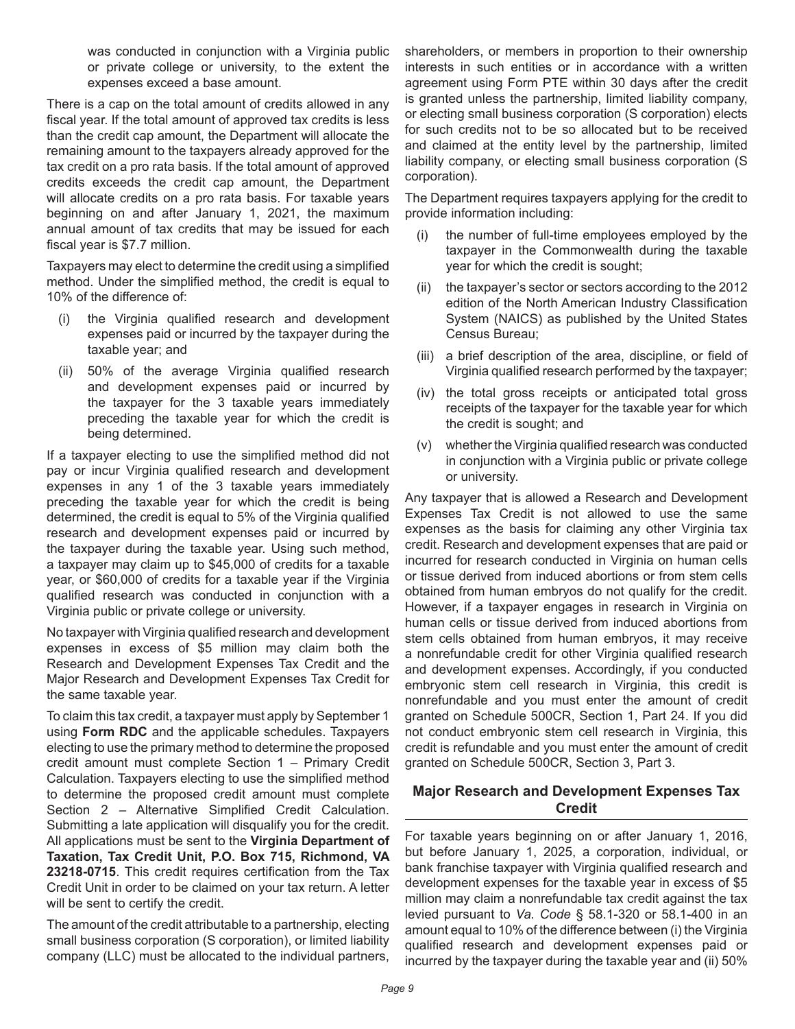was conducted in conjunction with a Virginia public or private college or university, to the extent the expenses exceed a base amount.

There is a cap on the total amount of credits allowed in any fiscal year. If the total amount of approved tax credits is less than the credit cap amount, the Department will allocate the remaining amount to the taxpayers already approved for the tax credit on a pro rata basis. If the total amount of approved credits exceeds the credit cap amount, the Department will allocate credits on a pro rata basis. For taxable years beginning on and after January 1, 2021, the maximum annual amount of tax credits that may be issued for each fiscal year is $7.7 million.

Taxpayers may elect to determine the credit using a simplified method. Under the simplified method, the credit is equal to 10% of the difference of:

(i) the Virginia qualified research and development expenses paid or incurred by the taxpayer during the taxable year; and

(ii) 50% of the average Virginia qualified research and development expenses paid or incurred by the taxpayer for the 3 taxable years immediately preceding the taxable year for which the credit is being determined.

If a taxpayer electing to use the simplified method did not pay or incur Virginia qualified research and development expenses in any 1 of the 3 taxable years immediately preceding the taxable year for which the credit is being determined, the credit is equal to 5% of the Virginia qualified research and development expenses paid or incurred by the taxpayer during the taxable year. Using such method, a taxpayer may claim up to $45,000 of credits for a taxable year, or $60,000 of credits for a taxable year if the Virginia qualified research was conducted in conjunction with a Virginia public or private college or university.

No taxpayer with Virginia qualified research and development expenses in excess of $5 million may claim both the Research and Development Expenses Tax Credit and the Major Research and Development Expenses Tax Credit for the same taxable year.

To claim this tax credit, a taxpayer must apply by September 1 using **Form RDC** and the applicable schedules. Taxpayers electing to use the primary method to determine the proposed credit amount must complete Section 1 – Primary Credit Calculation. Taxpayers electing to use the simplified method to determine the proposed credit amount must complete Section 2 – Alternative Simplified Credit Calculation. Submitting a late application will disqualify you for the credit. All applications must be sent to the **Virginia Department of Taxation, Tax Credit Unit, P.O. Box 715, Richmond, VA 23218-0715**. This credit requires certification from the Tax Credit Unit in order to be claimed on your tax return. A letter will be sent to certify the credit.

The amount of the credit attributable to a partnership, electing small business corporation (S corporation), or limited liability company (LLC) must be allocated to the individual partners, shareholders, or members in proportion to their ownership interests in such entities or in accordance with a written agreement using Form PTE within 30 days after the credit is granted unless the partnership, limited liability company, or electing small business corporation (S corporation) elects for such credits not to be so allocated but to be received and claimed at the entity level by the partnership, limited liability company, or electing small business corporation (S corporation).

The Department requires taxpayers applying for the credit to provide information including:

(i) the number of full-time employees employed by the taxpayer in the Commonwealth during the taxable year for which the credit is sought;

(ii) the taxpayer's sector or sectors according to the 2012 edition of the North American Industry Classification System (NAICS) as published by the United States Census Bureau;

(iii) a brief description of the area, discipline, or field of Virginia qualified research performed by the taxpayer;

(iv) the total gross receipts or anticipated total gross receipts of the taxpayer for the taxable year for which the credit is sought; and

(v) whether the Virginia qualified research was conducted in conjunction with a Virginia public or private college or university.

Any taxpayer that is allowed a Research and Development Expenses Tax Credit is not allowed to use the same expenses as the basis for claiming any other Virginia tax credit. Research and development expenses that are paid or incurred for research conducted in Virginia on human cells or tissue derived from induced abortions or from stem cells obtained from human embryos do not qualify for the credit. However, if a taxpayer engages in research in Virginia on human cells or tissue derived from induced abortions from stem cells obtained from human embryos, it may receive a nonrefundable credit for other Virginia qualified research and development expenses. Accordingly, if you conducted embryonic stem cell research in Virginia, this credit is nonrefundable and you must enter the amount of credit granted on Schedule 500CR, Section 1, Part 24. If you did not conduct embryonic stem cell research in Virginia, this credit is refundable and you must enter the amount of credit granted on Schedule 500CR, Section 3, Part 3.

## Major Research and Development Expenses Tax Credit

For taxable years beginning on or after January 1, 2016, but before January 1, 2025, a corporation, individual, or bank franchise taxpayer with Virginia qualified research and development expenses for the taxable year in excess of $5 million may claim a nonrefundable tax credit against the tax levied pursuant to *Va. Code* § 58.1-320 or 58.1-400 in an amount equal to 10% of the difference between (i) the Virginia qualified research and development expenses paid or incurred by the taxpayer during the taxable year and (ii) 50%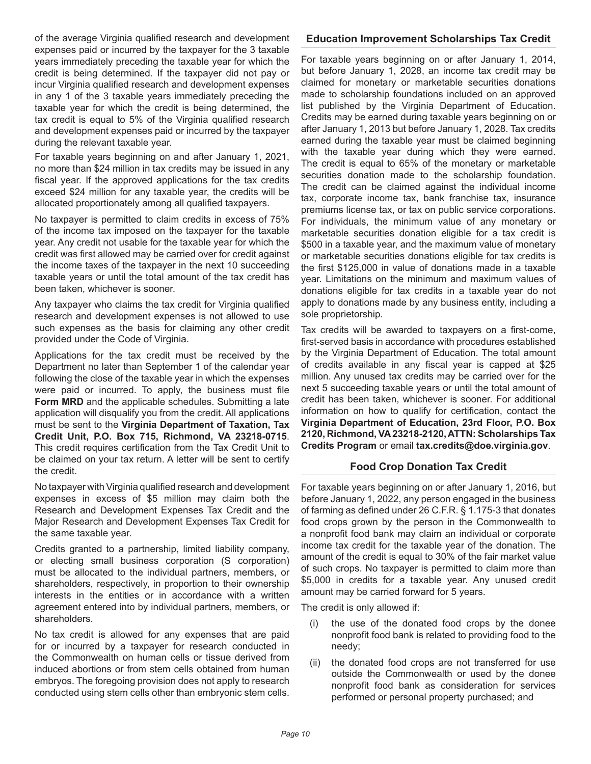of the average Virginia qualified research and development expenses paid or incurred by the taxpayer for the 3 taxable years immediately preceding the taxable year for which the credit is being determined. If the taxpayer did not pay or incur Virginia qualified research and development expenses in any 1 of the 3 taxable years immediately preceding the taxable year for which the credit is being determined, the tax credit is equal to 5% of the Virginia qualified research and development expenses paid or incurred by the taxpayer during the relevant taxable year.

For taxable years beginning on and after January 1, 2021, no more than $24 million in tax credits may be issued in any fiscal year. If the approved applications for the tax credits exceed $24 million for any taxable year, the credits will be allocated proportionately among all qualified taxpayers.

No taxpayer is permitted to claim credits in excess of 75% of the income tax imposed on the taxpayer for the taxable year. Any credit not usable for the taxable year for which the credit was first allowed may be carried over for credit against the income taxes of the taxpayer in the next 10 succeeding taxable years or until the total amount of the tax credit has been taken, whichever is sooner.

Any taxpayer who claims the tax credit for Virginia qualified research and development expenses is not allowed to use such expenses as the basis for claiming any other credit provided under the Code of Virginia.

Applications for the tax credit must be received by the Department no later than September 1 of the calendar year following the close of the taxable year in which the expenses were paid or incurred. To apply, the business must file **Form MRD** and the applicable schedules. Submitting a late application will disqualify you from the credit. All applications must be sent to the **Virginia Department of Taxation, Tax Credit Unit, P.O. Box 715, Richmond, VA 23218-0715**. This credit requires certification from the Tax Credit Unit to be claimed on your tax return. A letter will be sent to certify the credit.

No taxpayer with Virginia qualified research and development expenses in excess of $5 million may claim both the Research and Development Expenses Tax Credit and the Major Research and Development Expenses Tax Credit for the same taxable year.

Credits granted to a partnership, limited liability company, or electing small business corporation (S corporation) must be allocated to the individual partners, members, or shareholders, respectively, in proportion to their ownership interests in the entities or in accordance with a written agreement entered into by individual partners, members, or shareholders.

No tax credit is allowed for any expenses that are paid for or incurred by a taxpayer for research conducted in the Commonwealth on human cells or tissue derived from induced abortions or from stem cells obtained from human embryos. The foregoing provision does not apply to research conducted using stem cells other than embryonic stem cells.

### Education Improvement Scholarships Tax Credit

For taxable years beginning on or after January 1, 2014, but before January 1, 2028, an income tax credit may be claimed for monetary or marketable securities donations made to scholarship foundations included on an approved list published by the Virginia Department of Education. Credits may be earned during taxable years beginning on or after January 1, 2013 but before January 1, 2028. Tax credits earned during the taxable year must be claimed beginning with the taxable year during which they were earned. The credit is equal to 65% of the monetary or marketable securities donation made to the scholarship foundation. The credit can be claimed against the individual income tax, corporate income tax, bank franchise tax, insurance premiums license tax, or tax on public service corporations. For individuals, the minimum value of any monetary or marketable securities donation eligible for a tax credit is $500 in a taxable year, and the maximum value of monetary or marketable securities donations eligible for tax credits is the first $125,000 in value of donations made in a taxable year. Limitations on the minimum and maximum values of donations eligible for tax credits in a taxable year do not apply to donations made by any business entity, including a sole proprietorship.

Tax credits will be awarded to taxpayers on a first-come, first-served basis in accordance with procedures established by the Virginia Department of Education. The total amount of credits available in any fiscal year is capped at $25 million. Any unused tax credits may be carried over for the next 5 succeeding taxable years or until the total amount of credit has been taken, whichever is sooner. For additional information on how to qualify for certification, contact the **Virginia Department of Education, 23rd Floor, P.O. Box 2120, Richmond, VA 23218-2120, ATTN: Scholarships Tax Credits Program** or email **tax.credits@doe.virginia.gov**.

### Food Crop Donation Tax Credit

For taxable years beginning on or after January 1, 2016, but before January 1, 2022, any person engaged in the business of farming as defined under 26 C.F.R. § 1.175-3 that donates food crops grown by the person in the Commonwealth to a nonprofit food bank may claim an individual or corporate income tax credit for the taxable year of the donation. The amount of the credit is equal to 30% of the fair market value of such crops. No taxpayer is permitted to claim more than $5,000 in credits for a taxable year. Any unused credit amount may be carried forward for 5 years.

The credit is only allowed if:

(i) the use of the donated food crops by the donee nonprofit food bank is related to providing food to the needy;

(ii) the donated food crops are not transferred for use outside the Commonwealth or used by the donee nonprofit food bank as consideration for services performed or personal property purchased; and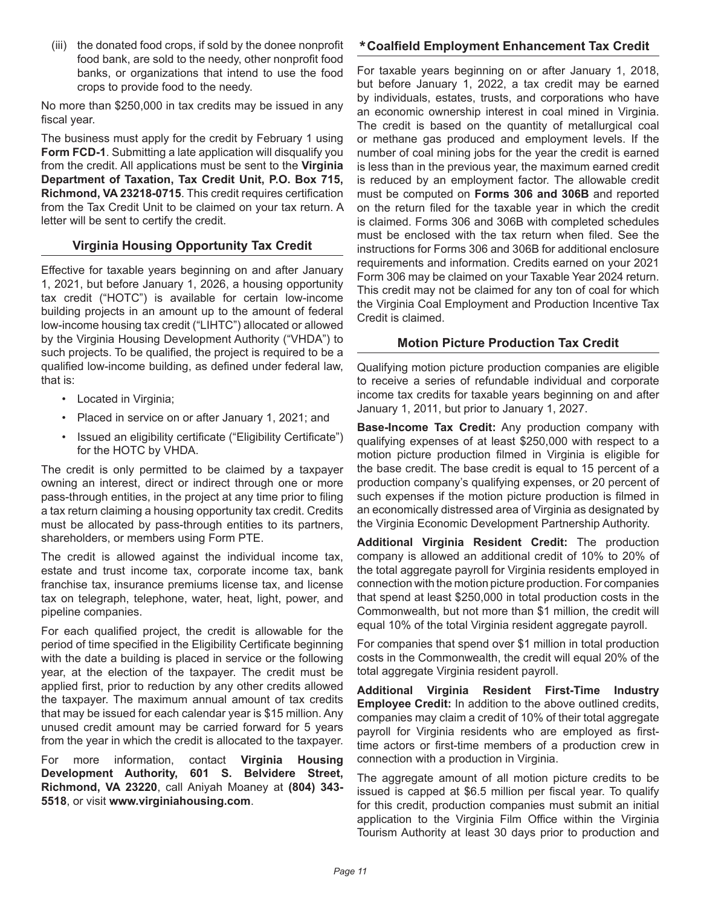(iii) the donated food crops, if sold by the donee nonprofit food bank, are sold to the needy, other nonprofit food banks, or organizations that intend to use the food crops to provide food to the needy.

No more than $250,000 in tax credits may be issued in any fiscal year.

The business must apply for the credit by February 1 using **Form FCD-1**. Submitting a late application will disqualify you from the credit. All applications must be sent to the **Virginia Department of Taxation, Tax Credit Unit, P.O. Box 715, Richmond, VA 23218-0715**. This credit requires certification from the Tax Credit Unit to be claimed on your tax return. A letter will be sent to certify the credit.

### Virginia Housing Opportunity Tax Credit

Effective for taxable years beginning on and after January 1, 2021, but before January 1, 2026, a housing opportunity tax credit ("HOTC") is available for certain low-income building projects in an amount up to the amount of federal low-income housing tax credit ("LIHTC") allocated or allowed by the Virginia Housing Development Authority ("VHDA") to such projects. To be qualified, the project is required to be a qualified low-income building, as defined under federal law, that is:

- Located in Virginia;
- Placed in service on or after January 1, 2021; and
- Issued an eligibility certificate ("Eligibility Certificate") for the HOTC by VHDA.

The credit is only permitted to be claimed by a taxpayer owning an interest, direct or indirect through one or more pass-through entities, in the project at any time prior to filing a tax return claiming a housing opportunity tax credit. Credits must be allocated by pass-through entities to its partners, shareholders, or members using Form PTE.

The credit is allowed against the individual income tax, estate and trust income tax, corporate income tax, bank franchise tax, insurance premiums license tax, and license tax on telegraph, telephone, water, heat, light, power, and pipeline companies.

For each qualified project, the credit is allowable for the period of time specified in the Eligibility Certificate beginning with the date a building is placed in service or the following year, at the election of the taxpayer. The credit must be applied first, prior to reduction by any other credits allowed the taxpayer. The maximum annual amount of tax credits that may be issued for each calendar year is $15 million. Any unused credit amount may be carried forward for 5 years from the year in which the credit is allocated to the taxpayer.

For more information, contact **Virginia Housing Development Authority, 601 S. Belvidere Street, Richmond, VA 23220**, call Aniyah Moaney at **(804) 343-5518**, or visit **www.virginiahousing.com**.

### *Coalfield Employment Enhancement Tax Credit

For taxable years beginning on or after January 1, 2018, but before January 1, 2022, a tax credit may be earned by individuals, estates, trusts, and corporations who have an economic ownership interest in coal mined in Virginia. The credit is based on the quantity of metallurgical coal or methane gas produced and employment levels. If the number of coal mining jobs for the year the credit is earned is less than in the previous year, the maximum earned credit is reduced by an employment factor. The allowable credit must be computed on **Forms 306 and 306B** and reported on the return filed for the taxable year in which the credit is claimed. Forms 306 and 306B with completed schedules must be enclosed with the tax return when filed. See the instructions for Forms 306 and 306B for additional enclosure requirements and information. Credits earned on your 2021 Form 306 may be claimed on your Taxable Year 2024 return. This credit may not be claimed for any ton of coal for which the Virginia Coal Employment and Production Incentive Tax Credit is claimed.

### Motion Picture Production Tax Credit

Qualifying motion picture production companies are eligible to receive a series of refundable individual and corporate income tax credits for taxable years beginning on and after January 1, 2011, but prior to January 1, 2027.

**Base-Income Tax Credit:** Any production company with qualifying expenses of at least $250,000 with respect to a motion picture production filmed in Virginia is eligible for the base credit. The base credit is equal to 15 percent of a production company's qualifying expenses, or 20 percent of such expenses if the motion picture production is filmed in an economically distressed area of Virginia as designated by the Virginia Economic Development Partnership Authority.

**Additional Virginia Resident Credit:** The production company is allowed an additional credit of 10% to 20% of the total aggregate payroll for Virginia residents employed in connection with the motion picture production. For companies that spend at least $250,000 in total production costs in the Commonwealth, but not more than $1 million, the credit will equal 10% of the total Virginia resident aggregate payroll.

For companies that spend over $1 million in total production costs in the Commonwealth, the credit will equal 20% of the total aggregate Virginia resident payroll.

**Additional Virginia Resident First-Time Industry Employee Credit:** In addition to the above outlined credits, companies may claim a credit of 10% of their total aggregate payroll for Virginia residents who are employed as first-time actors or first-time members of a production crew in connection with a production in Virginia.

The aggregate amount of all motion picture credits to be issued is capped at $6.5 million per fiscal year. To qualify for this credit, production companies must submit an initial application to the Virginia Film Office within the Virginia Tourism Authority at least 30 days prior to production and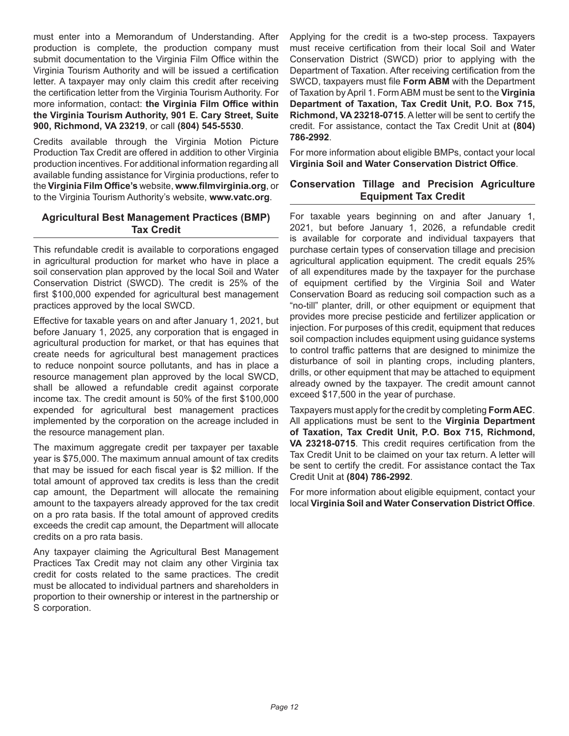must enter into a Memorandum of Understanding. After production is complete, the production company must submit documentation to the Virginia Film Office within the Virginia Tourism Authority and will be issued a certification letter. A taxpayer may only claim this credit after receiving the certification letter from the Virginia Tourism Authority. For more information, contact: **the Virginia Film Office within the Virginia Tourism Authority, 901 E. Cary Street, Suite 900, Richmond, VA 23219**, or call **(804) 545-5530**.

Credits available through the Virginia Motion Picture Production Tax Credit are offered in addition to other Virginia production incentives. For additional information regarding all available funding assistance for Virginia productions, refer to the **Virginia Film Office's** website, **www.filmvirginia.org**, or to the Virginia Tourism Authority's website, **www.vatc.org**.

## Agricultural Best Management Practices (BMP) Tax Credit

This refundable credit is available to corporations engaged in agricultural production for market who have in place a soil conservation plan approved by the local Soil and Water Conservation District (SWCD). The credit is 25% of the first $100,000 expended for agricultural best management practices approved by the local SWCD.

Effective for taxable years on and after January 1, 2021, but before January 1, 2025, any corporation that is engaged in agricultural production for market, or that has equines that create needs for agricultural best management practices to reduce nonpoint source pollutants, and has in place a resource management plan approved by the local SWCD, shall be allowed a refundable credit against corporate income tax. The credit amount is 50% of the first $100,000 expended for agricultural best management practices implemented by the corporation on the acreage included in the resource management plan.

The maximum aggregate credit per taxpayer per taxable year is $75,000. The maximum annual amount of tax credits that may be issued for each fiscal year is $2 million. If the total amount of approved tax credits is less than the credit cap amount, the Department will allocate the remaining amount to the taxpayers already approved for the tax credit on a pro rata basis. If the total amount of approved credits exceeds the credit cap amount, the Department will allocate credits on a pro rata basis.

Any taxpayer claiming the Agricultural Best Management Practices Tax Credit may not claim any other Virginia tax credit for costs related to the same practices. The credit must be allocated to individual partners and shareholders in proportion to their ownership or interest in the partnership or S corporation.

Applying for the credit is a two-step process. Taxpayers must receive certification from their local Soil and Water Conservation District (SWCD) prior to applying with the Department of Taxation. After receiving certification from the SWCD, taxpayers must file **Form ABM** with the Department of Taxation by April 1. Form ABM must be sent to the **Virginia Department of Taxation, Tax Credit Unit, P.O. Box 715, Richmond, VA 23218-0715**. A letter will be sent to certify the credit. For assistance, contact the Tax Credit Unit at **(804) 786-2992**.

For more information about eligible BMPs, contact your local **Virginia Soil and Water Conservation District Office**.

## Conservation Tillage and Precision Agriculture Equipment Tax Credit

For taxable years beginning on and after January 1, 2021, but before January 1, 2026, a refundable credit is available for corporate and individual taxpayers that purchase certain types of conservation tillage and precision agricultural application equipment. The credit equals 25% of all expenditures made by the taxpayer for the purchase of equipment certified by the Virginia Soil and Water Conservation Board as reducing soil compaction such as a "no-till" planter, drill, or other equipment or equipment that provides more precise pesticide and fertilizer application or injection. For purposes of this credit, equipment that reduces soil compaction includes equipment using guidance systems to control traffic patterns that are designed to minimize the disturbance of soil in planting crops, including planters, drills, or other equipment that may be attached to equipment already owned by the taxpayer. The credit amount cannot exceed $17,500 in the year of purchase.

Taxpayers must apply for the credit by completing **Form AEC**. All applications must be sent to the **Virginia Department of Taxation, Tax Credit Unit, P.O. Box 715, Richmond, VA 23218-0715**. This credit requires certification from the Tax Credit Unit to be claimed on your tax return. A letter will be sent to certify the credit. For assistance contact the Tax Credit Unit at **(804) 786-2992**.

For more information about eligible equipment, contact your local **Virginia Soil and Water Conservation District Office**.